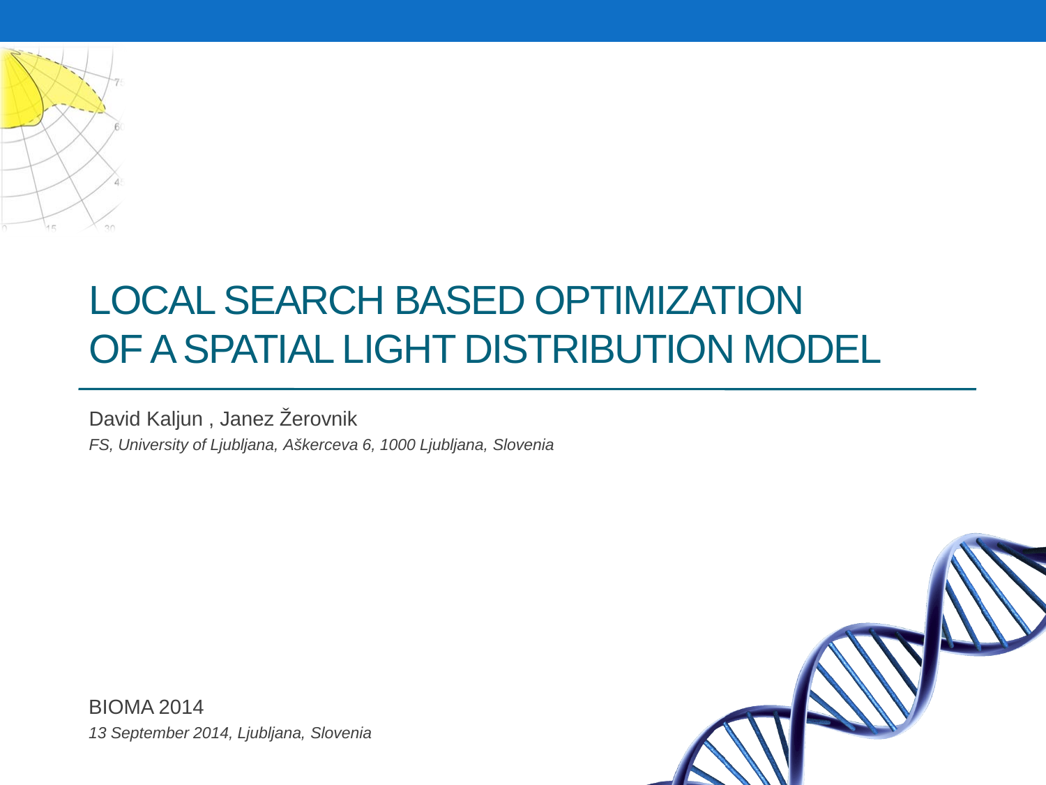# LOCAL SEARCH BASED OPTIMIZATION OF A SPATIAL LIGHT DISTRIBUTION MODEL

David Kaljun , Janez Žerovnik

*FS, University of Ljubljana, Aškerceva 6, 1000 Ljubljana, Slovenia*

BIOMA 2014

*13 September 2014, Ljubljana, Slovenia*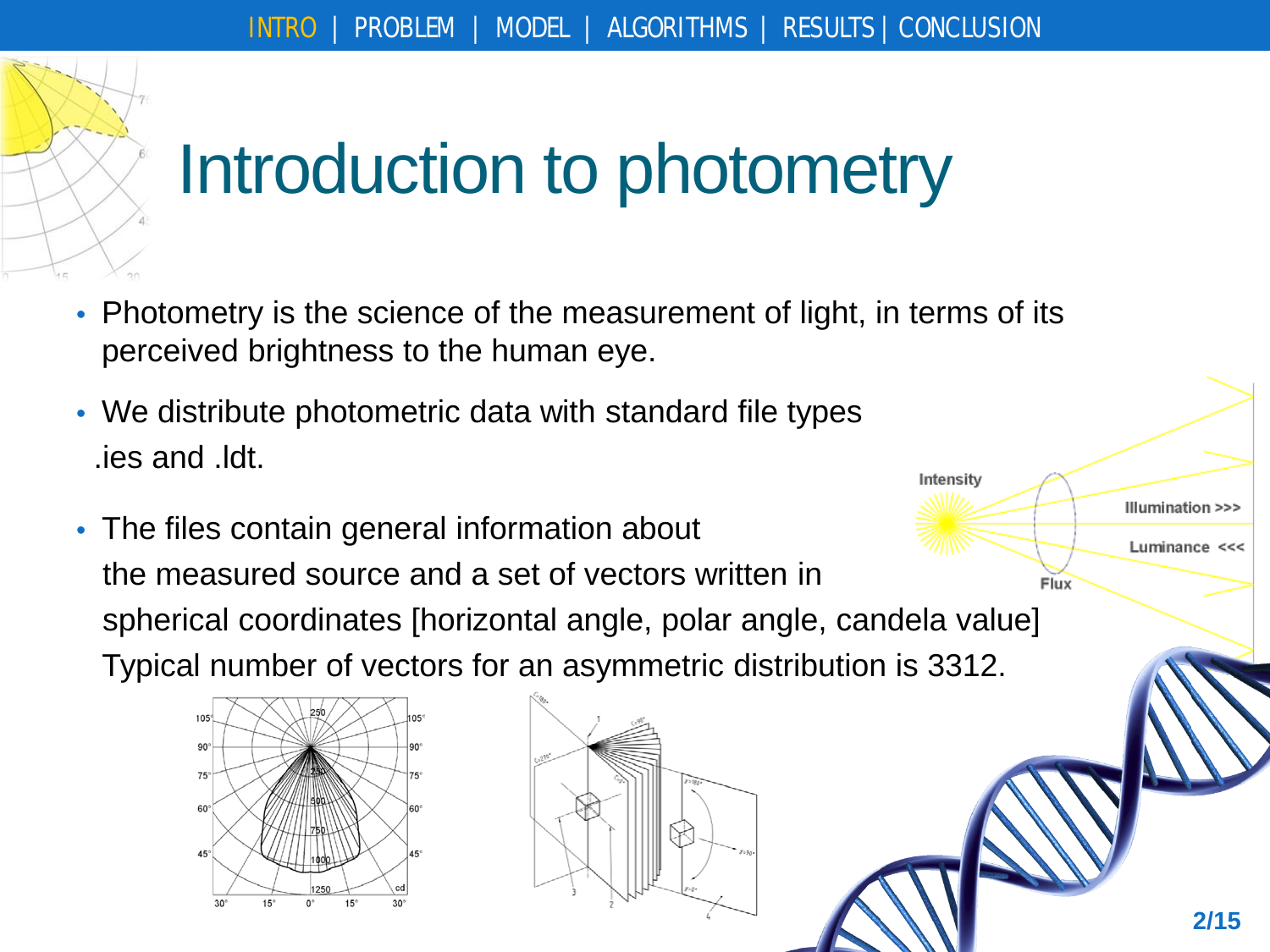# Introduction to photometry

- Photometry is the science of the measurement of light, in terms of its perceived brightness to the human eye.
- We distribute photometric data with standard file types .ies and .ldt.
- The files contain general information about the measured source and a set of vectors written in spherical coordinates [horizontal angle, polar angle, candela value] Typical number of vectors for an asymmetric distribution is 3312.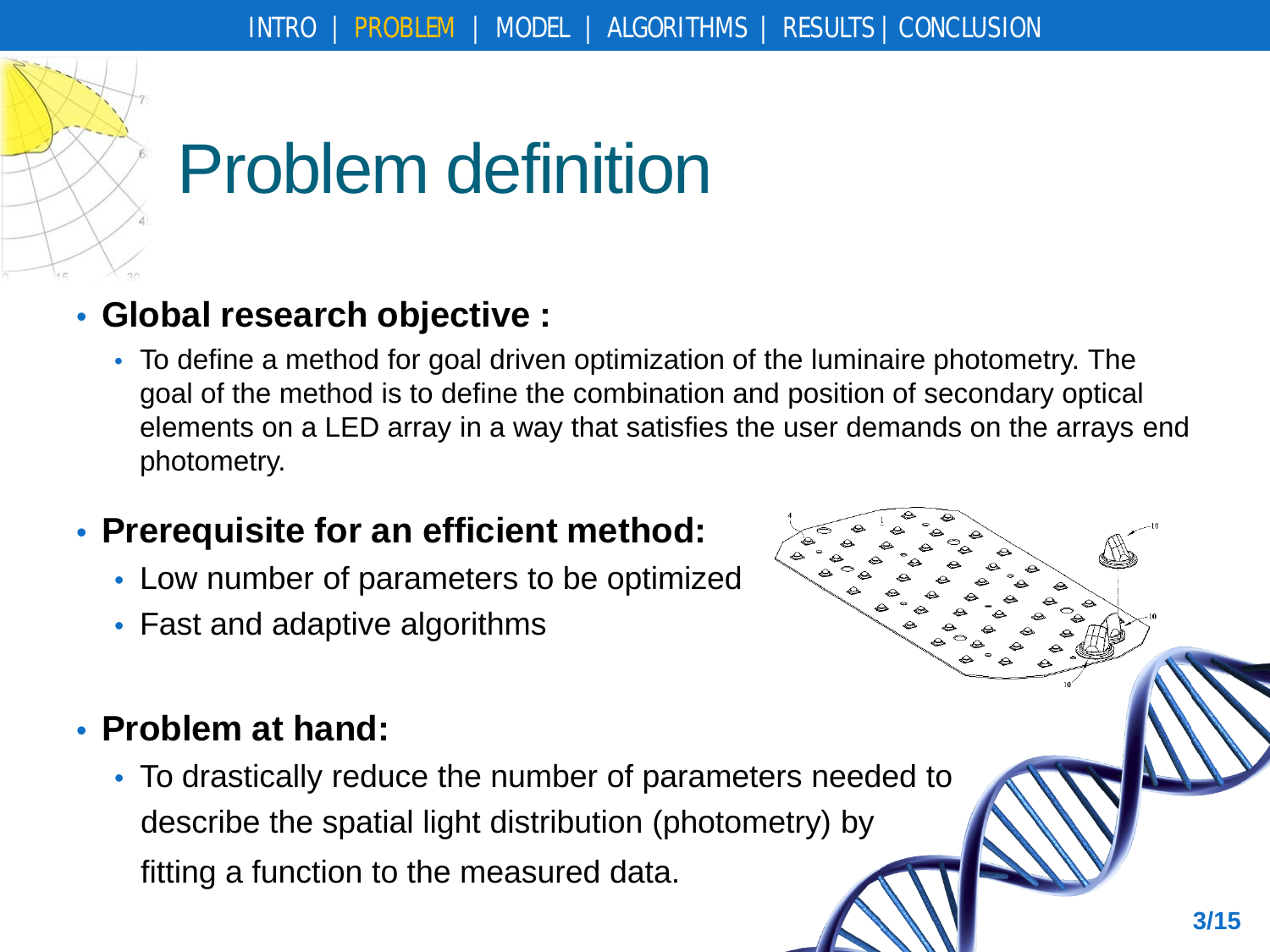# Problem definition

- **Global research objective :**
  - To define a method for goal driven optimization of the luminaire photometry. The goal of the method is to define the combination and position of secondary optical elements on a LED array in a way that satisfies the user demands on the arrays end photometry.

- **Prerequisite for an efficient method:**
  - Low number of parameters to be optimized
  - Fast and adaptive algorithms

- **Problem at hand:**
  - To drastically reduce the number of parameters needed to describe the spatial light distribution (photometry) by fitting a function to the measured data.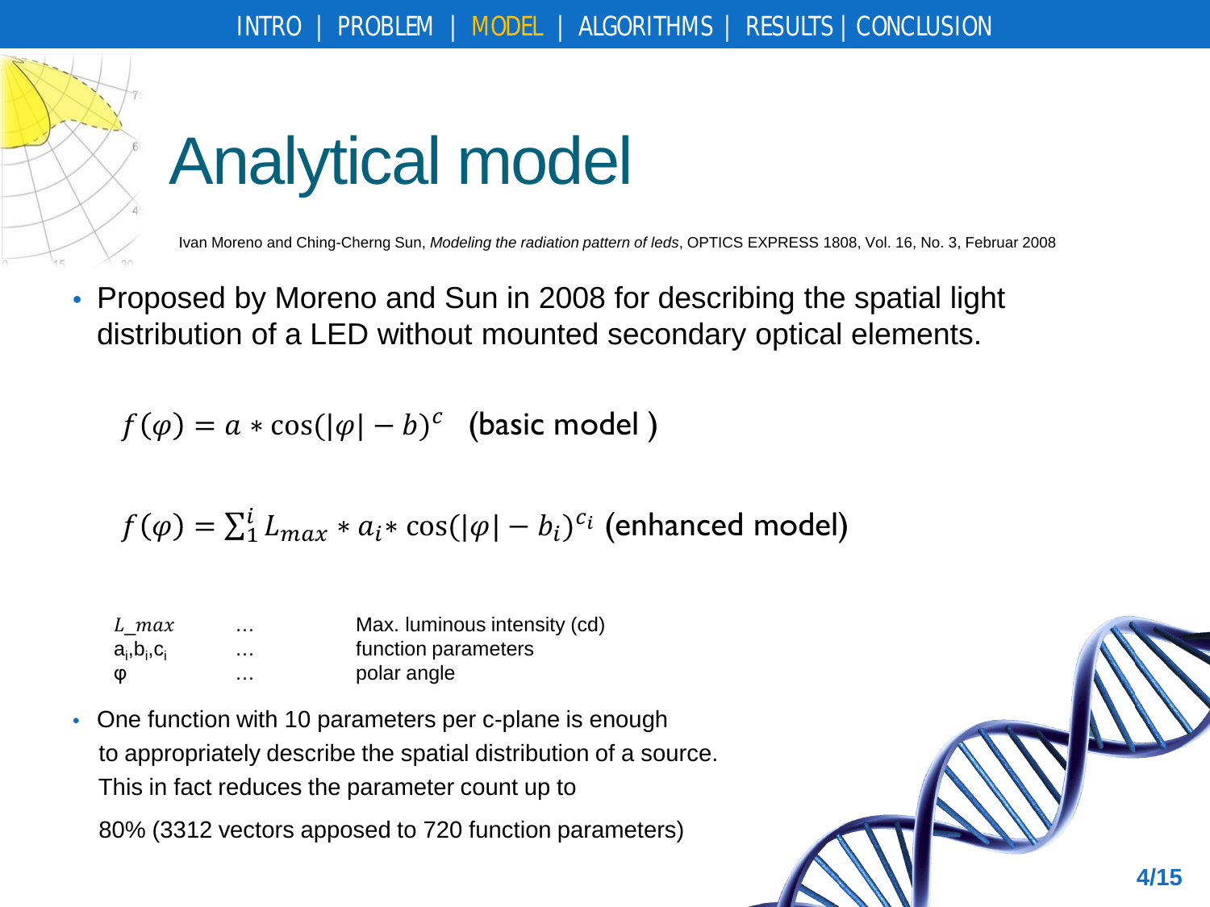# Analytical model

Ivan Moreno and Ching-Cherng Sun, *Modeling the radiation pattern of leds*, OPTICS EXPRESS 1808, Vol. 16, No. 3, Februar 2008

- Proposed by Moreno and Sun in 2008 for describing the spatial light distribution of a LED without mounted secondary optical elements.

$$f(\varphi) = a * \cos(|\varphi| - b)^{c} \quad \text{(basic model )}$$

$$f(\varphi) = \sum_{1}^{i} L_{max} * a_i * \cos(|\varphi| - b_i)^{c_i} \text{ (enhanced model)}$$

| | | |
|---|---|---|
| $L\_max$ | … | Max. luminous intensity (cd) |
| $a_i, b_i, c_i$ | … | function parameters |
| $\varphi$ | … | polar angle |

- One function with 10 parameters per c-plane is enough to appropriately describe the spatial distribution of a source. This in fact reduces the parameter count up to 80% (3312 vectors apposed to 720 function parameters)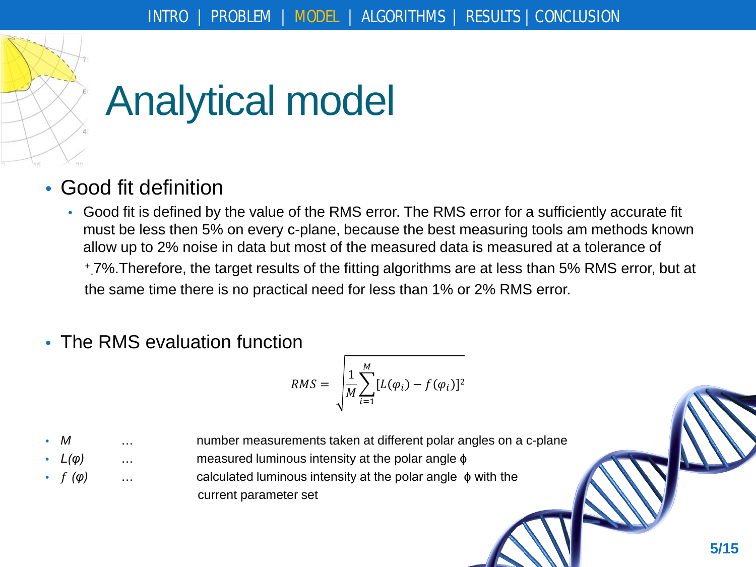# Analytical model

- Good fit definition
  - Good fit is defined by the value of the RMS error. The RMS error for a sufficiently accurate fit must be less then 5% on every c-plane, because the best measuring tools am methods known allow up to 2% noise in data but most of the measured data is measured at a tolerance of $^{+}_{-}$7%.Therefore, the target results of the fitting algorithms are at less than 5% RMS error, but at the same time there is no practical need for less than 1% or 2% RMS error.

- The RMS evaluation function

$$RMS = \sqrt{\frac{1}{M}\sum_{i=1}^{M}[L(\varphi_i) - f(\varphi_i)]^2}$$

- *M* … number measurements taken at different polar angles on a c-plane
- *L(φ)* … measured luminous intensity at the polar angle ϕ
- *f (φ)* … calculated luminous intensity at the polar angle ϕ with the current parameter set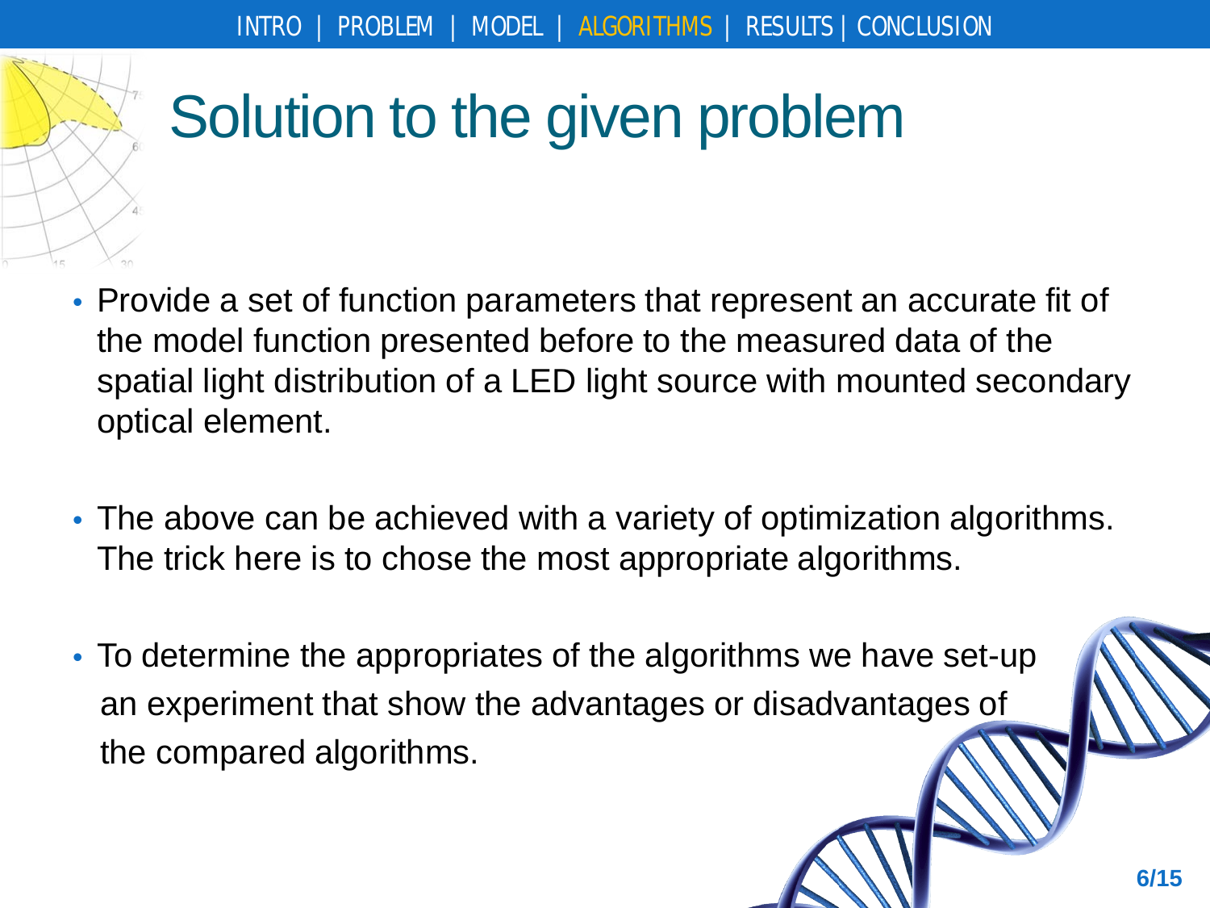# Solution to the given problem

- Provide a set of function parameters that represent an accurate fit of the model function presented before to the measured data of the spatial light distribution of a LED light source with mounted secondary optical element.
- The above can be achieved with a variety of optimization algorithms. The trick here is to chose the most appropriate algorithms.
- To determine the appropriates of the algorithms we have set-up an experiment that show the advantages or disadvantages of the compared algorithms.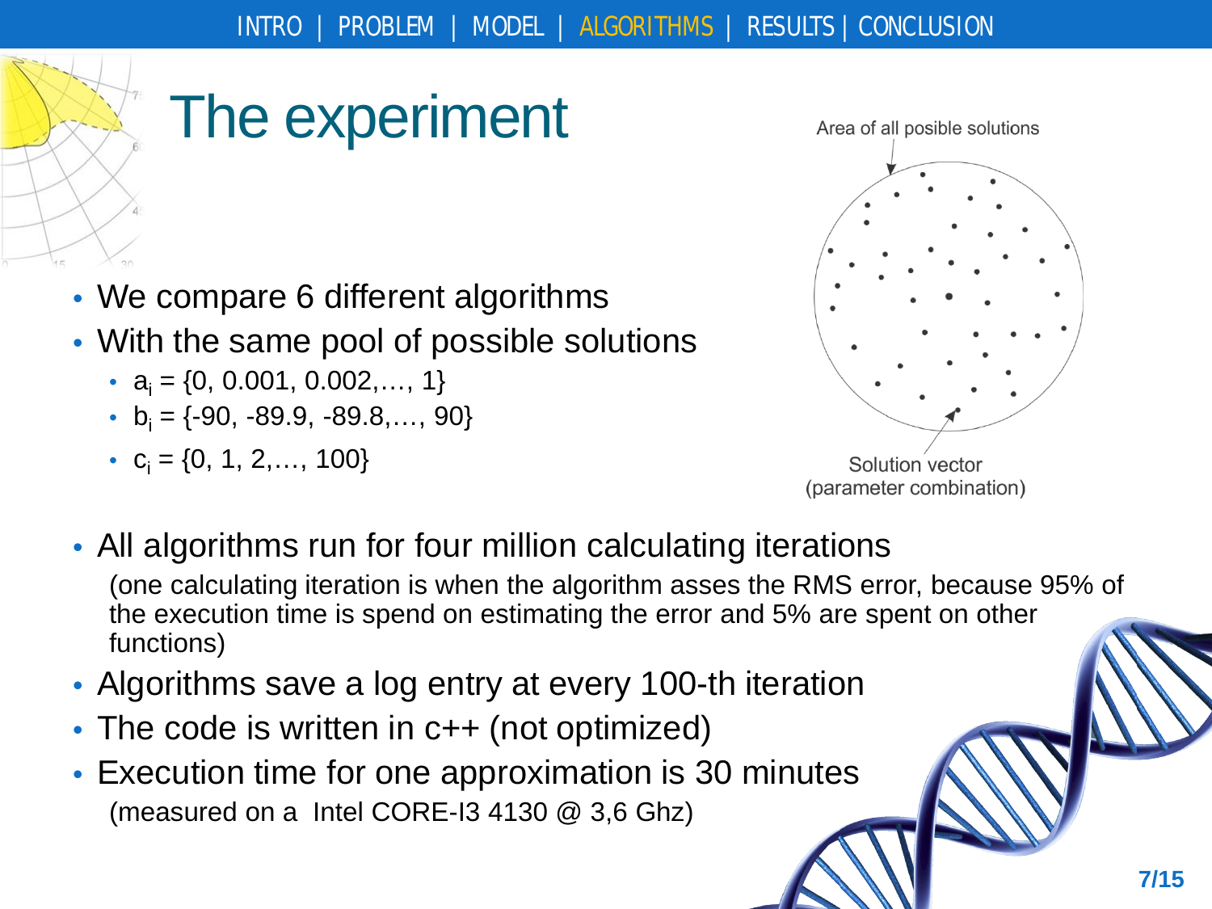# The experiment

- We compare 6 different algorithms
- With the same pool of possible solutions
  - $a_i$ = {0, 0.001, 0.002,…, 1}
  - $b_i$ = {-90, -89.9, -89.8,…, 90}
  - $c_i$ = {0, 1, 2,…, 100}

Area of all posible solutions

Solution vector (parameter combination)

- All algorithms run for four million calculating iterations

  (one calculating iteration is when the algorithm asses the RMS error, because 95% of the execution time is spend on estimating the error and 5% are spent on other functions)
- Algorithms save a log entry at every 100-th iteration
- The code is written in c++ (not optimized)
- Execution time for one approximation is 30 minutes

  (measured on a Intel CORE-I3 4130 @ 3,6 Ghz)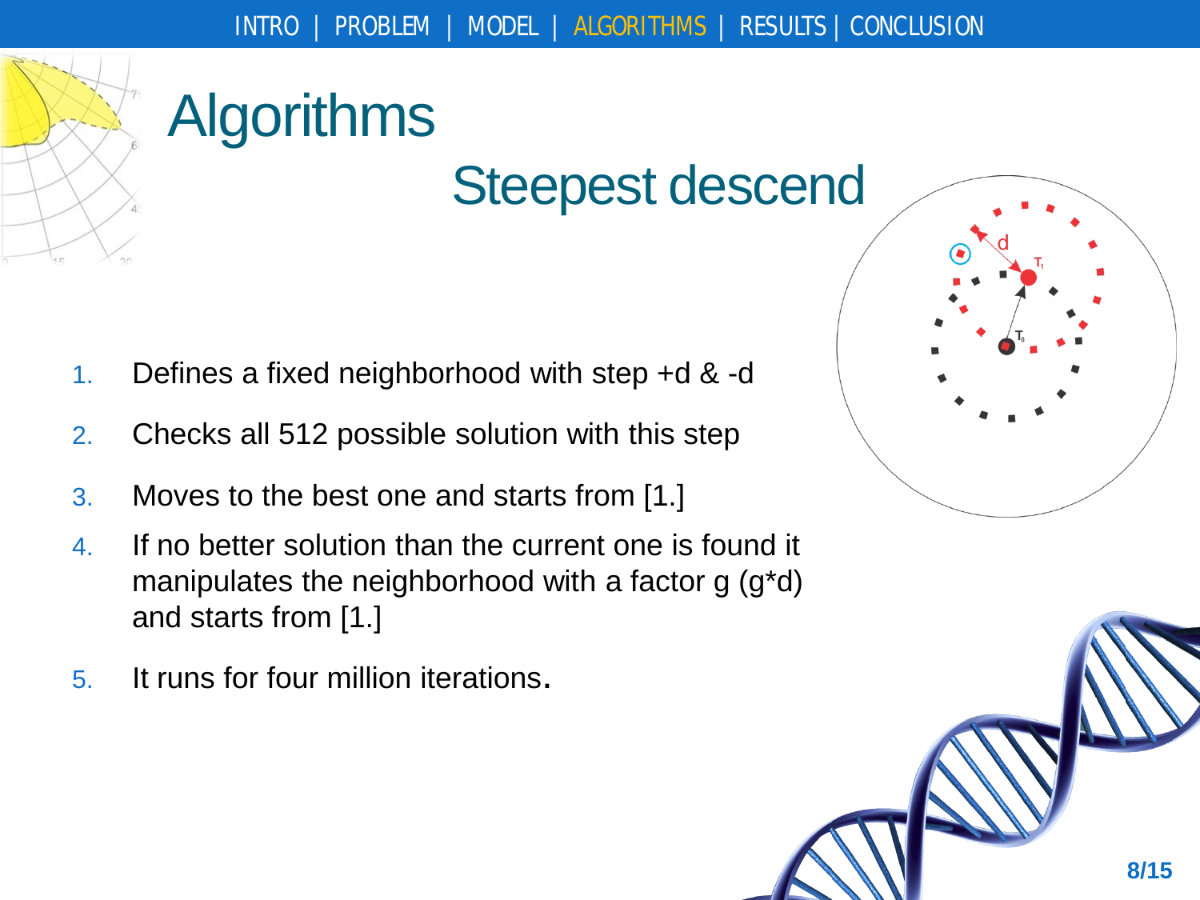# Algorithms

## Steepest descend

1. Defines a fixed neighborhood with step +d & -d
2. Checks all 512 possible solution with this step
3. Moves to the best one and starts from [1.]
4. If no better solution than the current one is found it manipulates the neighborhood with a factor g (g*d) and starts from [1.]
5. It runs for four million iterations.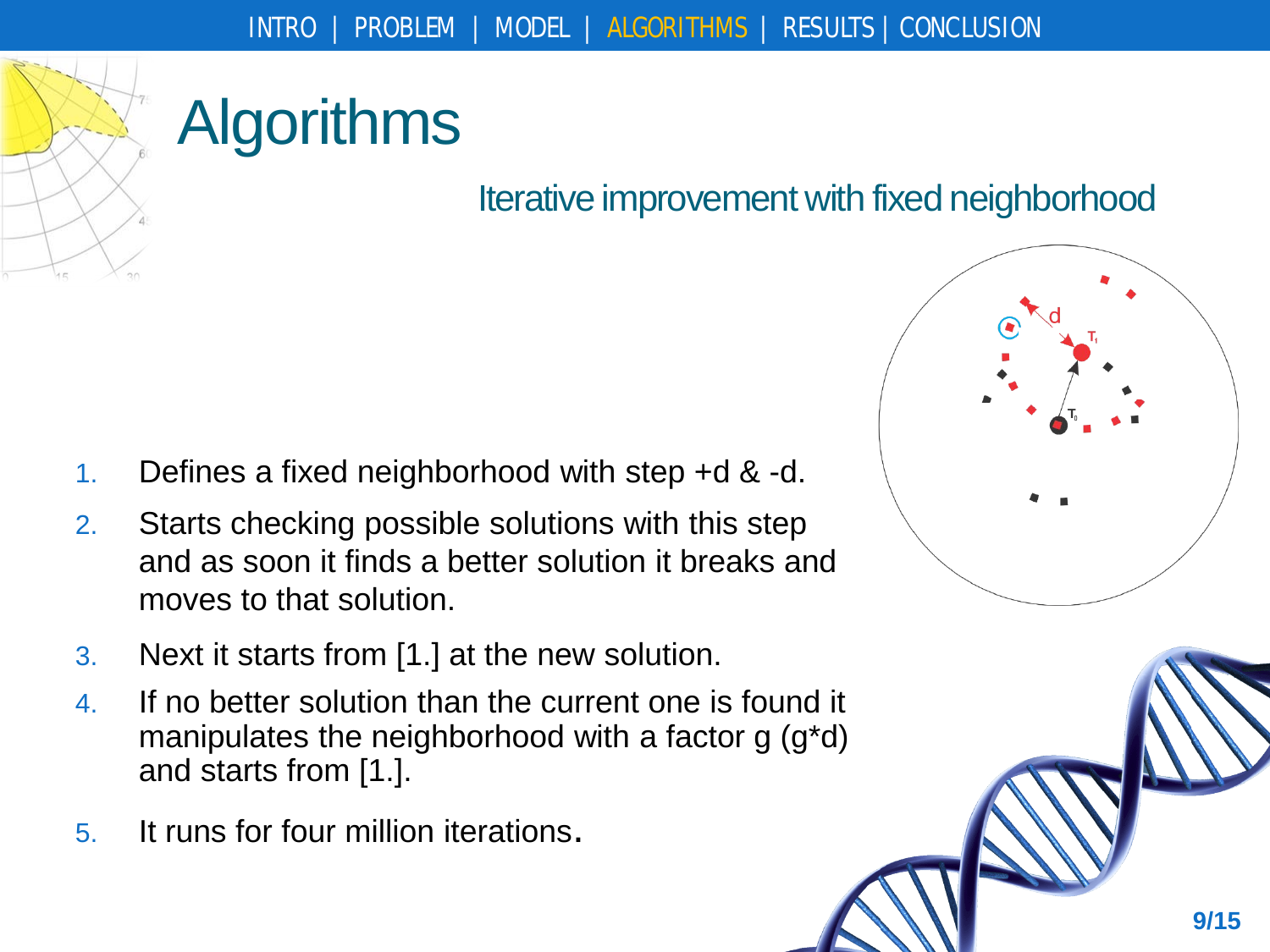# Algorithms

## Iterative improvement with fixed neighborhood

1. Defines a fixed neighborhood with step +d & -d.
2. Starts checking possible solutions with this step and as soon as it finds a better solution it breaks and moves to that solution.
3. Next it starts from [1.] at the new solution.
4. If no better solution than the current one is found it manipulates the neighborhood with a factor g (g*d) and starts from [1.].
5. It runs for four million iterations.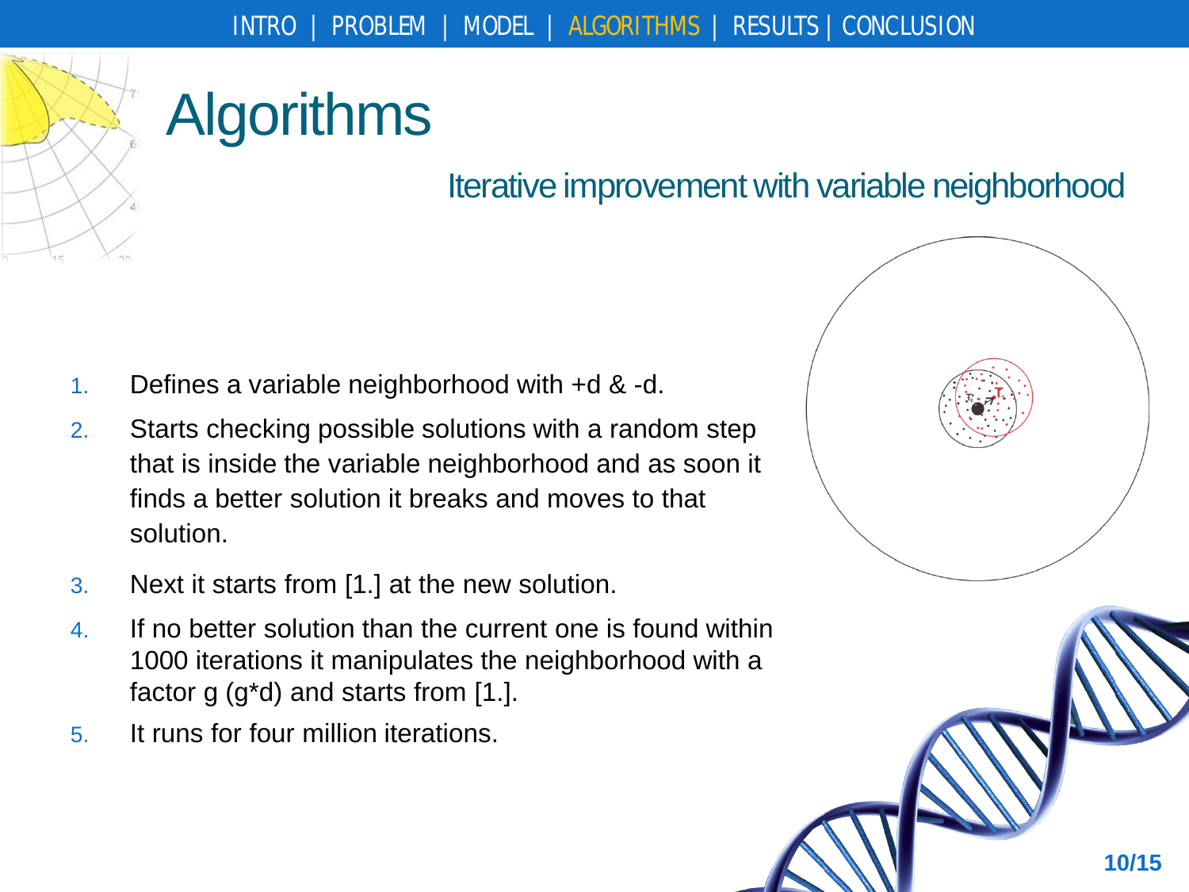# Algorithms

## Iterative improvement with variable neighborhood

1. Defines a variable neighborhood with +d & -d.
2. Starts checking possible solutions with a random step that is inside the variable neighborhood and as soon it finds a better solution it breaks and moves to that solution.
3. Next it starts from [1.] at the new solution.
4. If no better solution than the current one is found within 1000 iterations it manipulates the neighborhood with a factor g (g*d) and starts from [1.].
5. It runs for four million iterations.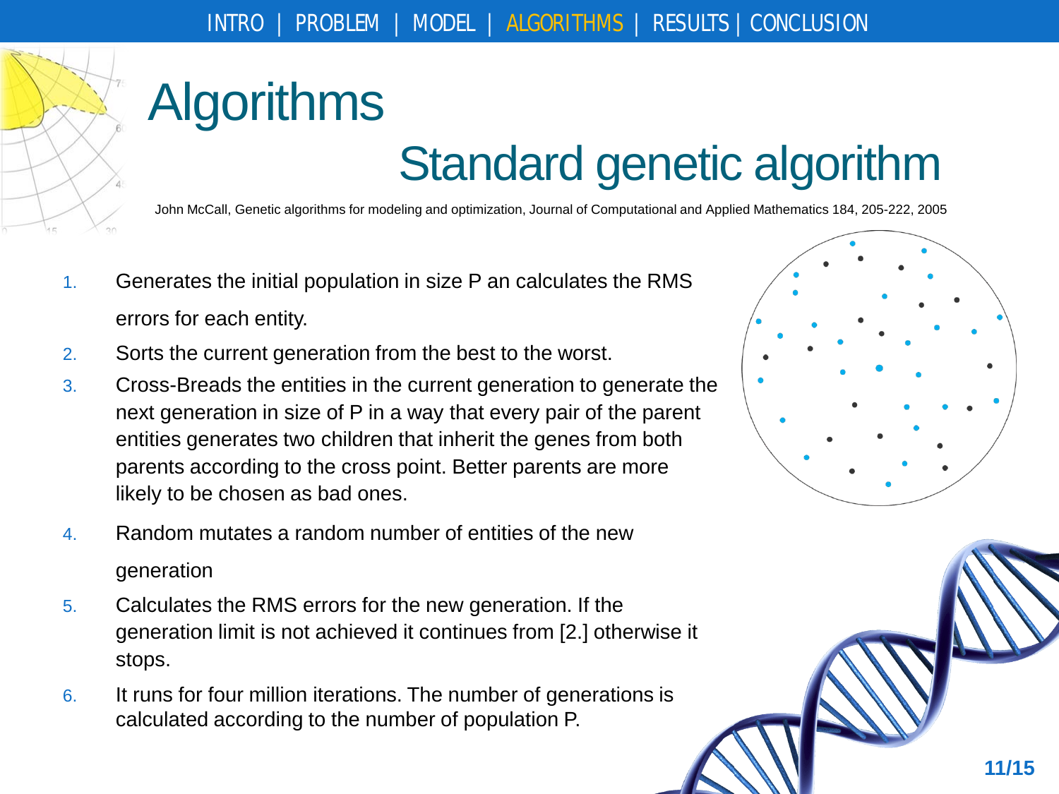# Algorithms

## Standard genetic algorithm

John McCall, Genetic algorithms for modeling and optimization, Journal of Computational and Applied Mathematics 184, 205-222, 2005

1. Generates the initial population in size P an calculates the RMS errors for each entity.
2. Sorts the current generation from the best to the worst.
3. Cross-Breads the entities in the current generation to generate the next generation in size of P in a way that every pair of the parent entities generates two children that inherit the genes from both parents according to the cross point. Better parents are more likely to be chosen as bad ones.
4. Random mutates a random number of entities of the new generation
5. Calculates the RMS errors for the new generation. If the generation limit is not achieved it continues from [2.] otherwise it stops.
6. It runs for four million iterations. The number of generations is calculated according to the number of population P.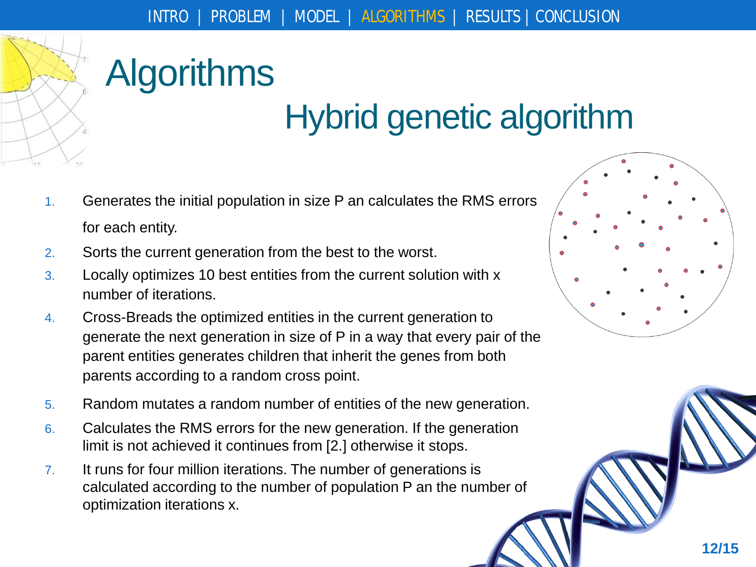# Algorithms

## Hybrid genetic algorithm

1. Generates the initial population in size P an calculates the RMS errors for each entity.
2. Sorts the current generation from the best to the worst.
3. Locally optimizes 10 best entities from the current solution with x number of iterations.
4. Cross-Breads the optimized entities in the current generation to generate the next generation in size of P in a way that every pair of the parent entities generates children that inherit the genes from both parents according to a random cross point.
5. Random mutates a random number of entities of the new generation.
6. Calculates the RMS errors for the new generation. If the generation limit is not achieved it continues from [2.] otherwise it stops.
7. It runs for four million iterations. The number of generations is calculated according to the number of population P an the number of optimization iterations x.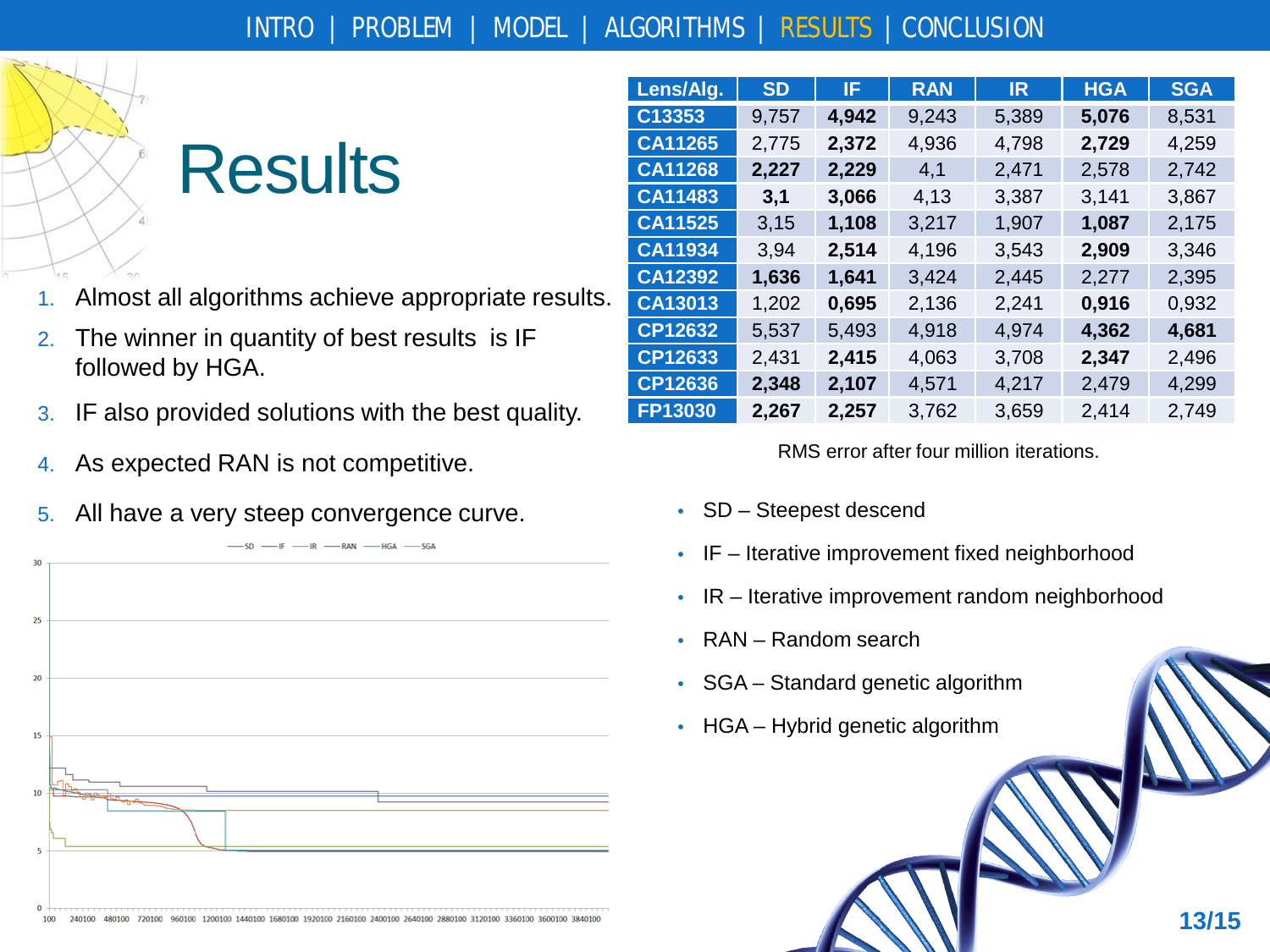# Results

1. Almost all algorithms achieve appropriate results.
2. The winner in quantity of best results is IF followed by HGA.
3. IF also provided solutions with the best quality.
4. As expected RAN is not competitive.
5. All have a very steep convergence curve.

| Lens/Alg. | SD | IF | RAN | IR | HGA | SGA |
|---|---|---|---|---|---|---|
| C13353 | 9,757 | **4,942** | 9,243 | 5,389 | **5,076** | 8,531 |
| CA11265 | 2,775 | **2,372** | 4,936 | 4,798 | **2,729** | 4,259 |
| CA11268 | **2,227** | **2,229** | 4,1 | 2,471 | 2,578 | 2,742 |
| CA11483 | **3,1** | **3,066** | 4,13 | 3,387 | 3,141 | 3,867 |
| CA11525 | 3,15 | **1,108** | 3,217 | 1,907 | **1,087** | 2,175 |
| CA11934 | 3,94 | **2,514** | 4,196 | 3,543 | **2,909** | 3,346 |
| CA12392 | **1,636** | **1,641** | 3,424 | 2,445 | 2,277 | 2,395 |
| CA13013 | 1,202 | **0,695** | 2,136 | 2,241 | **0,916** | 0,932 |
| CP12632 | 5,537 | 5,493 | 4,918 | 4,974 | **4,362** | **4,681** |
| CP12633 | 2,431 | **2,415** | 4,063 | 3,708 | **2,347** | 2,496 |
| CP12636 | **2,348** | **2,107** | 4,571 | 4,217 | 2,479 | 4,299 |
| FP13030 | **2,267** | **2,257** | 3,762 | 3,659 | 2,414 | 2,749 |

RMS error after four million iterations.

- SD – Steepest descend
- IF – Iterative improvement fixed neighborhood
- IR – Iterative improvement random neighborhood
- RAN – Random search
- SGA – Standard genetic algorithm
- HGA – Hybrid genetic algorithm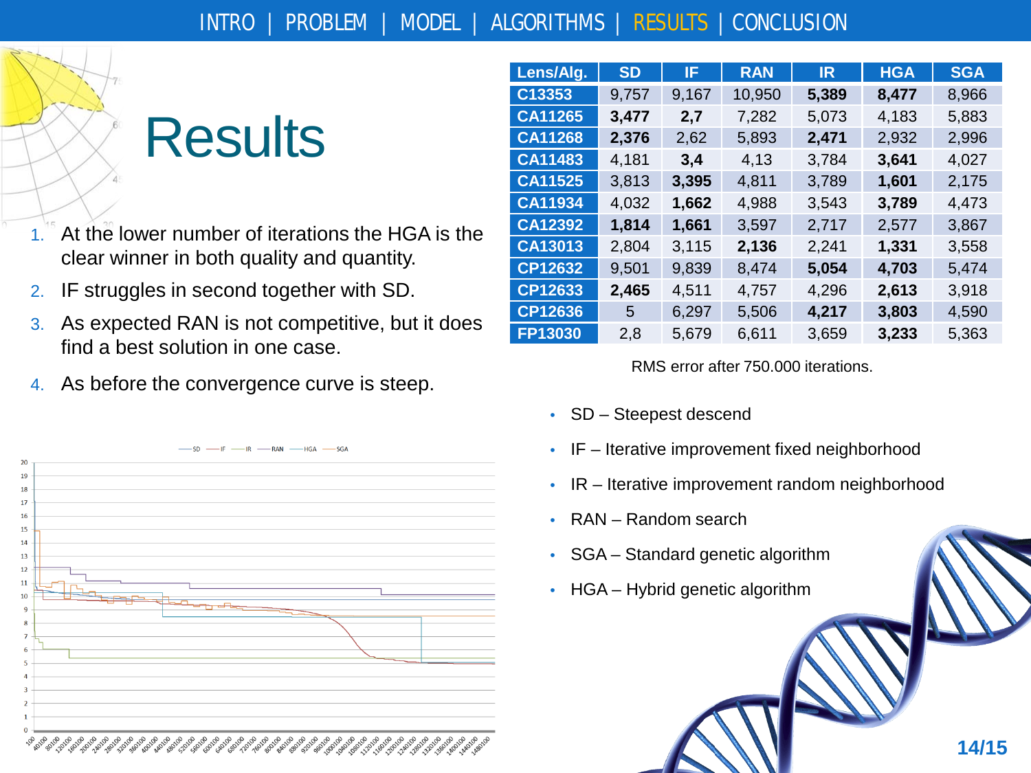# Results

1. At the lower number of iterations the HGA is the clear winner in both quality and quantity.
2. IF struggles in second together with SD.
3. As expected RAN is not competitive, but it does find a best solution in one case.
4. As before the convergence curve is steep.

| Lens/Alg. | SD | IF | RAN | IR | HGA | SGA |
|---|---|---|---|---|---|---|
| C13353 | 9,757 | 9,167 | 10,950 | **5,389** | **8,477** | 8,966 |
| CA11265 | **3,477** | **2,7** | 7,282 | 5,073 | 4,183 | 5,883 |
| CA11268 | **2,376** | 2,62 | 5,893 | **2,471** | 2,932 | 2,996 |
| CA11483 | 4,181 | **3,4** | 4,13 | 3,784 | **3,641** | 4,027 |
| CA11525 | 3,813 | **3,395** | 4,811 | 3,789 | **1,601** | 2,175 |
| CA11934 | 4,032 | **1,662** | 4,988 | 3,543 | **3,789** | 4,473 |
| CA12392 | **1,814** | **1,661** | 3,597 | 2,717 | 2,577 | 3,867 |
| CA13013 | 2,804 | 3,115 | **2,136** | 2,241 | **1,331** | 3,558 |
| CP12632 | 9,501 | 9,839 | 8,474 | **5,054** | **4,703** | 5,474 |
| CP12633 | **2,465** | 4,511 | 4,757 | 4,296 | **2,613** | 3,918 |
| CP12636 | 5 | 6,297 | 5,506 | **4,217** | **3,803** | 4,590 |
| FP13030 | 2,8 | 5,679 | 6,611 | 3,659 | **3,233** | 5,363 |

RMS error after 750.000 iterations.

- SD – Steepest descend
- IF – Iterative improvement fixed neighborhood
- IR – Iterative improvement random neighborhood
- RAN – Random search
- SGA – Standard genetic algorithm
- HGA – Hybrid genetic algorithm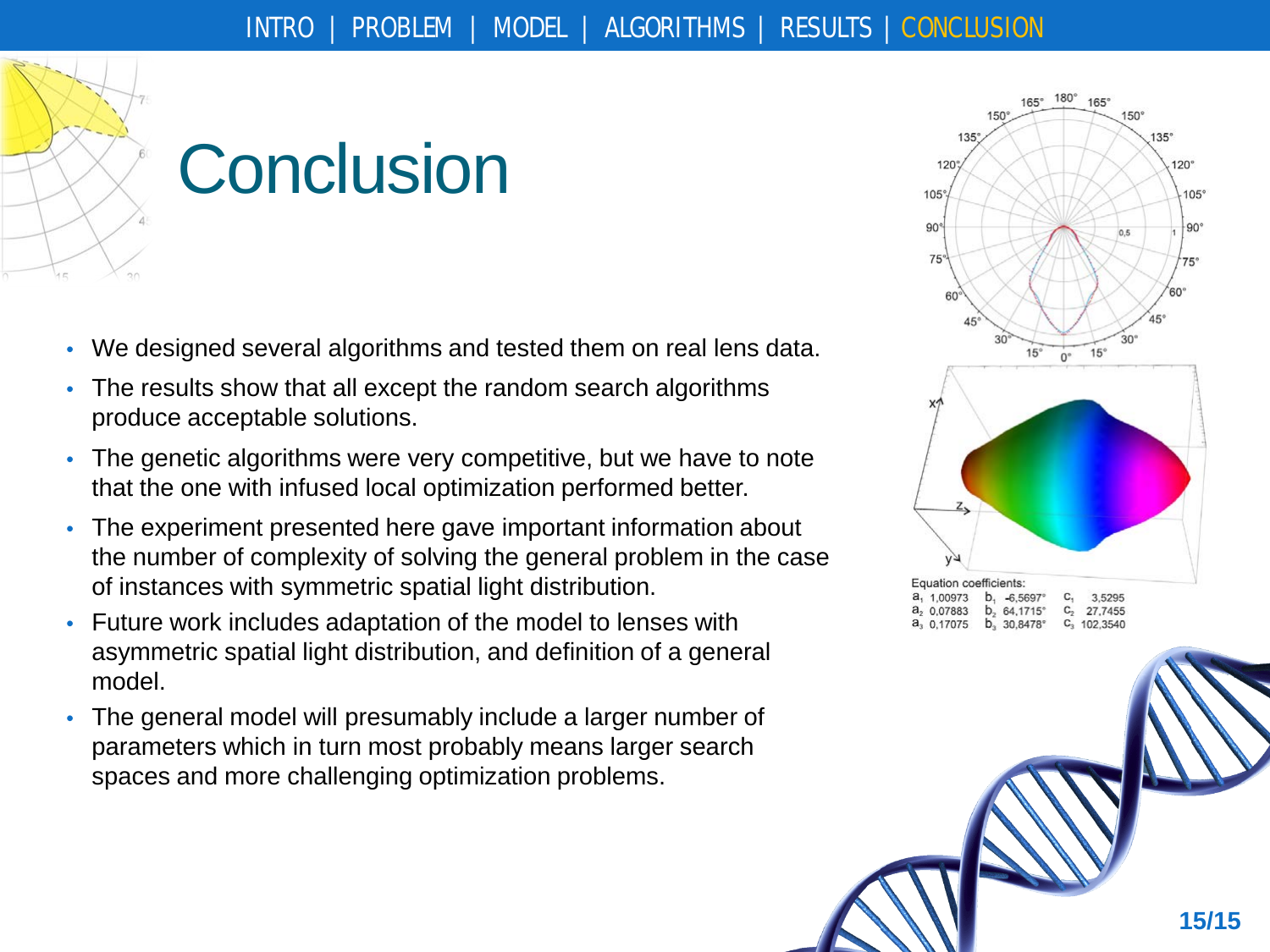# Conclusion

- We designed several algorithms and tested them on real lens data.
- The results show that all except the random search algorithms produce acceptable solutions.
- The genetic algorithms were very competitive, but we have to note that the one with infused local optimization performed better.
- The experiment presented here gave important information about the number of complexity of solving the general problem in the case of instances with symmetric spatial light distribution.
- Future work includes adaptation of the model to lenses with asymmetric spatial light distribution, and definition of a general model.
- The general model will presumably include a larger number of parameters which in turn most probably means larger search spaces and more challenging optimization problems.

Equation coefficients:

| | | |
|---|---|---|
| $a_1$ 1,00973 | $b_1$ -6,5697° | $c_1$ 3,5295 |
| $a_2$ 0,07883 | $b_2$ 64,1715° | $c_2$ 27,7455 |
| $a_3$ 0,17075 | $b_3$ 30,8478° | $c_3$ 102,3540 |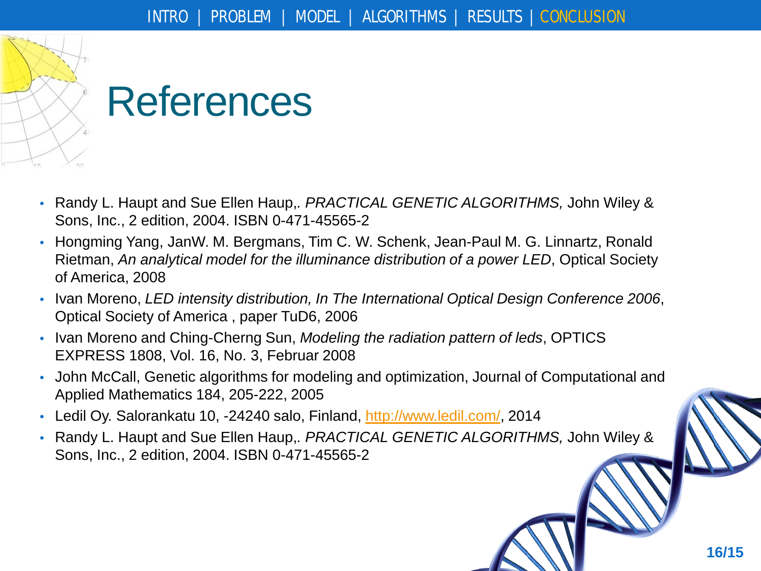# References

- Randy L. Haupt and Sue Ellen Haup,. *PRACTICAL GENETIC ALGORITHMS,* John Wiley & Sons, Inc., 2 edition, 2004. ISBN 0-471-45565-2
- Hongming Yang, JanW. M. Bergmans, Tim C. W. Schenk, Jean-Paul M. G. Linnartz, Ronald Rietman, *An analytical model for the illuminance distribution of a power LED*, Optical Society of America, 2008
- Ivan Moreno, *LED intensity distribution, In The International Optical Design Conference 2006*, Optical Society of America , paper TuD6, 2006
- Ivan Moreno and Ching-Cherng Sun, *Modeling the radiation pattern of leds*, OPTICS EXPRESS 1808, Vol. 16, No. 3, Februar 2008
- John McCall, Genetic algorithms for modeling and optimization, Journal of Computational and Applied Mathematics 184, 205-222, 2005
- Ledil Oy. Salorankatu 10, -24240 salo, Finland, http://www.ledil.com/, 2014
- Randy L. Haupt and Sue Ellen Haup,. *PRACTICAL GENETIC ALGORITHMS,* John Wiley & Sons, Inc., 2 edition, 2004. ISBN 0-471-45565-2